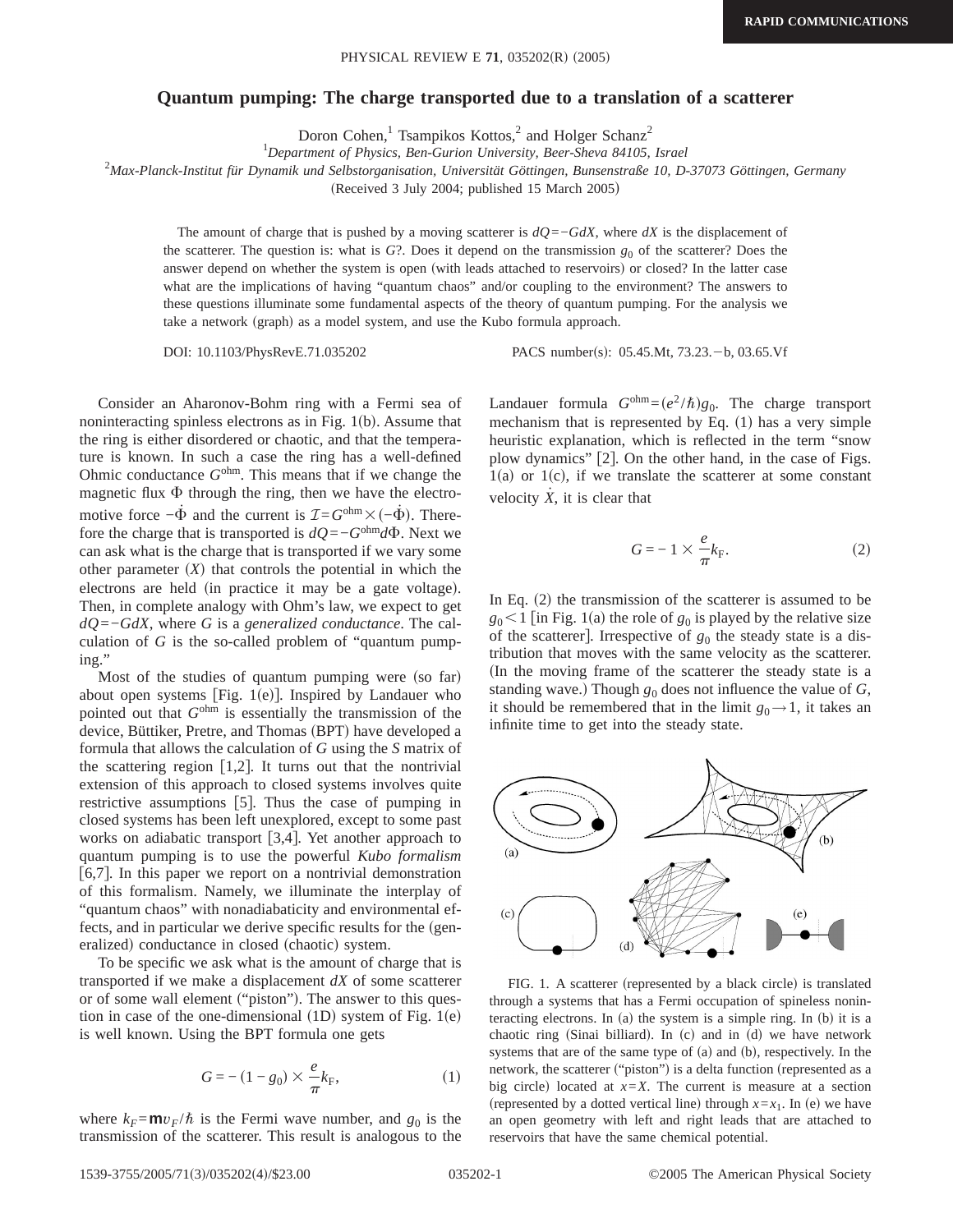# Quantum pumping: The charge transported due to a translation of a scatterer

Doron Cohen,[1] Tsampikos Kottos,[2] and Holger Schanz[2]

[1]*Department of Physics, Ben-Gurion University, Beer-Sheva 84105, Israel*

[2]*Max-Planck-Institut für Dynamik und Selbstorganisation, Universität Göttingen, Bunsenstraße 10, D-37073 Göttingen, Germany*

(Received 3 July 2004; published 15 March 2005)

The amount of charge that is pushed by a moving scatterer is $dQ=-GdX$, where $dX$ is the displacement of the scatterer. The question is: what is $G$?. Does it depend on the transmission $g_0$ of the scatterer? Does the answer depend on whether the system is open (with leads attached to reservoirs) or closed? In the latter case what are the implications of having "quantum chaos" and/or coupling to the environment? The answers to these questions illuminate some fundamental aspects of the theory of quantum pumping. For the analysis we take a network (graph) as a model system, and use the Kubo formula approach.

DOI: 10.1103/PhysRevE.71.035202 PACS number(s): 05.45.Mt, 73.23.−b, 03.65.Vf

Consider an Aharonov-Bohm ring with a Fermi sea of noninteracting spinless electrons as in Fig. 1(b). Assume that the ring is either disordered or chaotic, and that the temperature is known. In such a case the ring has a well-defined Ohmic conductance $G^{\text{ohm}}$. This means that if we change the magnetic flux $\Phi$ through the ring, then we have the electromotive force $-\dot{\Phi}$ and the current is $\mathcal{I}=G^{\text{ohm}}\times(-\dot{\Phi})$. Therefore the charge that is transported is $dQ=-G^{\text{ohm}}d\Phi$. Next we can ask what is the charge that is transported if we vary some other parameter ($X$) that controls the potential in which the electrons are held (in practice it may be a gate voltage). Then, in complete analogy with Ohm's law, we expect to get $dQ=-GdX$, where $G$ is a *generalized conductance*. The calculation of $G$ is the so-called problem of "quantum pumping."

Most of the studies of quantum pumping were (so far) about open systems [Fig. 1(e)]. Inspired by Landauer who pointed out that $G^{\text{ohm}}$ is essentially the transmission of the device, Büttiker, Pretre, and Thomas (BPT) have developed a formula that allows the calculation of $G$ using the $S$ matrix of the scattering region [1,2]. It turns out that the nontrivial extension of this approach to closed systems involves quite restrictive assumptions [5]. Thus the case of pumping in closed systems has been left unexplored, except to some past works on adiabatic transport [3,4]. Yet another approach to quantum pumping is to use the powerful *Kubo formalism* [6,7]. In this paper we report on a nontrivial demonstration of this formalism. Namely, we illuminate the interplay of "quantum chaos" with nonadiabaticity and environmental effects, and in particular we derive specific results for the (generalized) conductance in closed (chaotic) system.

To be specific we ask what is the amount of charge that is transported if we make a displacement $dX$ of some scatterer or of some wall element ("piston"). The answer to this question in case of the one-dimensional (1D) system of Fig. 1(e) is well known. Using the BPT formula one gets

$$G=-(1-g_0)\times\frac{e}{\pi}k_{\text{F}}, \tag{1}$$

where $k_F=\mathsf{m}v_F/\hbar$ is the Fermi wave number, and $g_0$ is the transmission of the scatterer. This result is analogous to the Landauer formula $G^{\text{ohm}}=(e^2/\hbar)g_0$. The charge transport mechanism that is represented by Eq. (1) has a very simple heuristic explanation, which is reflected in the term "snow plow dynamics" [2]. On the other hand, in the case of Figs. 1(a) or 1(c), if we translate the scatterer at some constant velocity $\dot{X}$, it is clear that

$$G=-1\times\frac{e}{\pi}k_{\text{F}}. \tag{2}$$

In Eq. (2) the transmission of the scatterer is assumed to be $g_0<1$ [in Fig. 1(a) the role of $g_0$ is played by the relative size of the scatterer]. Irrespective of $g_0$ the steady state is a distribution that moves with the same velocity as the scatterer. (In the moving frame of the scatterer the steady state is a standing wave.) Though $g_0$ does not influence the value of $G$, it should be remembered that in the limit $g_0\to 1$, it takes an infinite time to get into the steady state.

FIG. 1. A scatterer (represented by a black circle) is translated through a systems that has a Fermi occupation of spineless noninteracting electrons. In (a) the system is a simple ring. In (b) it is a chaotic ring (Sinai billiard). In (c) and in (d) we have network systems that are of the same type of (a) and (b), respectively. In the network, the scatterer ("piston") is a delta function (represented as a big circle) located at $x=X$. The current is measure at a section (represented by a dotted vertical line) through $x=x_1$. In (e) we have an open geometry with left and right leads that are attached to reservoirs that have the same chemical potential.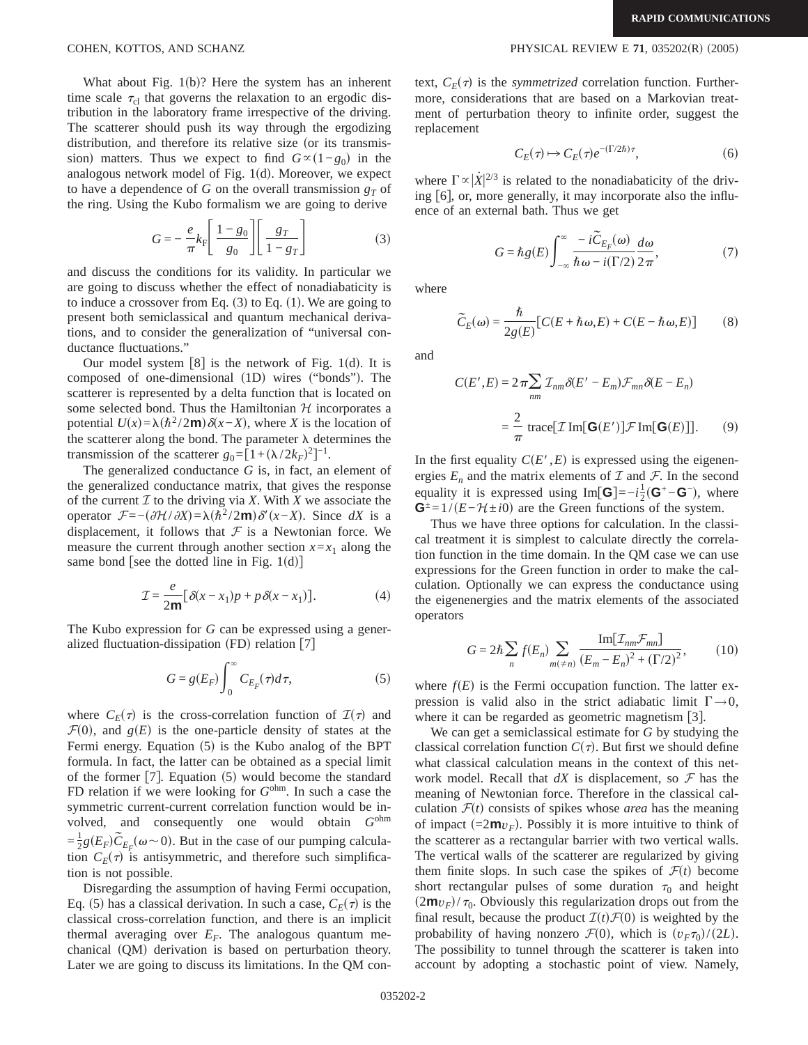What about Fig. 1(b)? Here the system has an inherent time scale $\tau_{\rm cl}$ that governs the relaxation to an ergodic distribution in the laboratory frame irrespective of the driving. The scatterer should push its way through the ergodizing distribution, and therefore its relative size (or its transmission) matters. Thus we expect to find $G \propto (1-g_0)$ in the analogous network model of Fig. 1(d). Moreover, we expect to have a dependence of $G$ on the overall transmission $g_T$ of the ring. Using the Kubo formalism we are going to derive

$$G = -\frac{e}{\pi}k_{\rm F}\left[\frac{1-g_0}{g_0}\right]\left[\frac{g_T}{1-g_T}\right] \tag{3}$$

and discuss the conditions for its validity. In particular we are going to discuss whether the effect of nonadiabaticity is to induce a crossover from Eq. (3) to Eq. (1). We are going to present both semiclassical and quantum mechanical derivations, and to consider the generalization of "universal conductance fluctuations."

Our model system [8] is the network of Fig. 1(d). It is composed of one-dimensional (1D) wires ("bonds"). The scatterer is represented by a delta function that is located on some selected bond. Thus the Hamiltonian $\mathcal{H}$ incorporates a potential $U(x)=\lambda(\hbar^2/2\mathbf{m})\delta(x-X)$, where $X$ is the location of the scatterer along the bond. The parameter $\lambda$ determines the transmission of the scatterer $g_0=[1+(\lambda/2k_F)^2]^{-1}$.

The generalized conductance $G$ is, in fact, an element of the generalized conductance matrix, that gives the response of the current $\mathcal{I}$ to the driving via $X$. With $X$ we associate the operator $\mathcal{F}=-(\partial\mathcal{H}/\partial X)=\lambda(\hbar^2/2\mathbf{m})\delta'(x-X)$. Since $dX$ is a displacement, it follows that $\mathcal{F}$ is a Newtonian force. We measure the current through another section $x=x_1$ along the same bond [see the dotted line in Fig. 1(d)]

$$\mathcal{I} = \frac{e}{2\mathbf{m}}[\delta(x-x_1)p + p\delta(x-x_1)]. \tag{4}$$

The Kubo expression for $G$ can be expressed using a generalized fluctuation-dissipation (FD) relation [7]

$$G = g(E_F)\int_0^\infty C_{E_F}(\tau)d\tau, \tag{5}$$

where $C_E(\tau)$ is the cross-correlation function of $\mathcal{I}(\tau)$ and $\mathcal{F}(0)$, and $g(E)$ is the one-particle density of states at the Fermi energy. Equation (5) is the Kubo analog of the BPT formula. In fact, the latter can be obtained as a special limit of the former [7]. Equation (5) would become the standard FD relation if we were looking for $G^{\rm ohm}$. In such a case the symmetric current-current correlation function would be involved, and consequently one would obtain $G^{\rm ohm} = \frac{1}{2}g(E_F)\tilde{C}_{E_F}(\omega\sim 0)$. But in the case of our pumping calculation $C_E(\tau)$ is antisymmetric, and therefore such simplification is not possible.

Disregarding the assumption of having Fermi occupation, Eq. (5) has a classical derivation. In such a case, $C_E(\tau)$ is the classical cross-correlation function, and there is an implicit thermal averaging over $E_F$. The analogous quantum mechanical (QM) derivation is based on perturbation theory. Later we are going to discuss its limitations. In the QM context, $C_E(\tau)$ is the *symmetrized* correlation function. Furthermore, considerations that are based on a Markovian treatment of perturbation theory to infinite order, suggest the replacement

$$C_E(\tau) \mapsto C_E(\tau)e^{-(\Gamma/2\hbar)\tau}, \tag{6}$$

where $\Gamma \propto |\dot{X}|^{2/3}$ is related to the nonadiabaticity of the driving [6], or, more generally, it may incorporate also the influence of an external bath. Thus we get

$$G = \hbar g(E)\int_{-\infty}^{\infty}\frac{-i\tilde{C}_{E_F}(\omega)}{\hbar\omega - i(\Gamma/2)}\frac{d\omega}{2\pi}, \tag{7}$$

where

$$\tilde{C}_E(\omega) = \frac{\hbar}{2g(E)}[C(E+\hbar\omega,E) + C(E-\hbar\omega,E)] \tag{8}$$

and

$$\begin{aligned} C(E',E) &= 2\pi\sum_{nm}\mathcal{I}_{nm}\delta(E'-E_m)\mathcal{F}_{mn}\delta(E-E_n) \\ &= \frac{2}{\pi}\,\text{trace}[\mathcal{I}\,\text{Im}[\mathbf{G}(E')]\mathcal{F}\,\text{Im}[\mathbf{G}(E)]]. \end{aligned} \tag{9}$$

In the first equality $C(E',E)$ is expressed using the eigenenergies $E_n$ and the matrix elements of $\mathcal{I}$ and $\mathcal{F}$. In the second equality it is expressed using $\text{Im}[\mathbf{G}]=-i\frac{1}{2}(\mathbf{G}^+-\mathbf{G}^-)$, where $\mathbf{G}^\pm = 1/(E-\mathcal{H}\pm i0)$ are the Green functions of the system.

Thus we have three options for calculation. In the classical treatment it is simplest to calculate directly the correlation function in the time domain. In the QM case we can use expressions for the Green function in order to make the calculation. Optionally we can express the conductance using the eigenenergies and the matrix elements of the associated operators

$$G = 2\hbar\sum_n f(E_n)\sum_{m(\neq n)}\frac{\text{Im}[\mathcal{I}_{nm}\mathcal{F}_{mn}]}{(E_m-E_n)^2+(\Gamma/2)^2}, \tag{10}$$

where $f(E)$ is the Fermi occupation function. The latter expression is valid also in the strict adiabatic limit $\Gamma\to 0$, where it can be regarded as geometric magnetism [3].

We can get a semiclassical estimate for $G$ by studying the classical correlation function $C(\tau)$. But first we should define what classical calculation means in the context of this network model. Recall that $dX$ is displacement, so $\mathcal{F}$ has the meaning of Newtonian force. Therefore in the classical calculation $\mathcal{F}(t)$ consists of spikes whose *area* has the meaning of impact ($=2\mathbf{m}v_F$). Possibly it is more intuitive to think of the scatterer as a rectangular barrier with two vertical walls. The vertical walls of the scatterer are regularized by giving them finite slops. In such case the spikes of $\mathcal{F}(t)$ become short rectangular pulses of some duration $\tau_0$ and height $(2\mathbf{m}v_F)/\tau_0$. Obviously this regularization drops out from the final result, because the product $\mathcal{I}(t)\mathcal{F}(0)$ is weighted by the probability of having nonzero $\mathcal{F}(0)$, which is $(v_F\tau_0)/(2L)$. The possibility to tunnel through the scatterer is taken into account by adopting a stochastic point of view. Namely,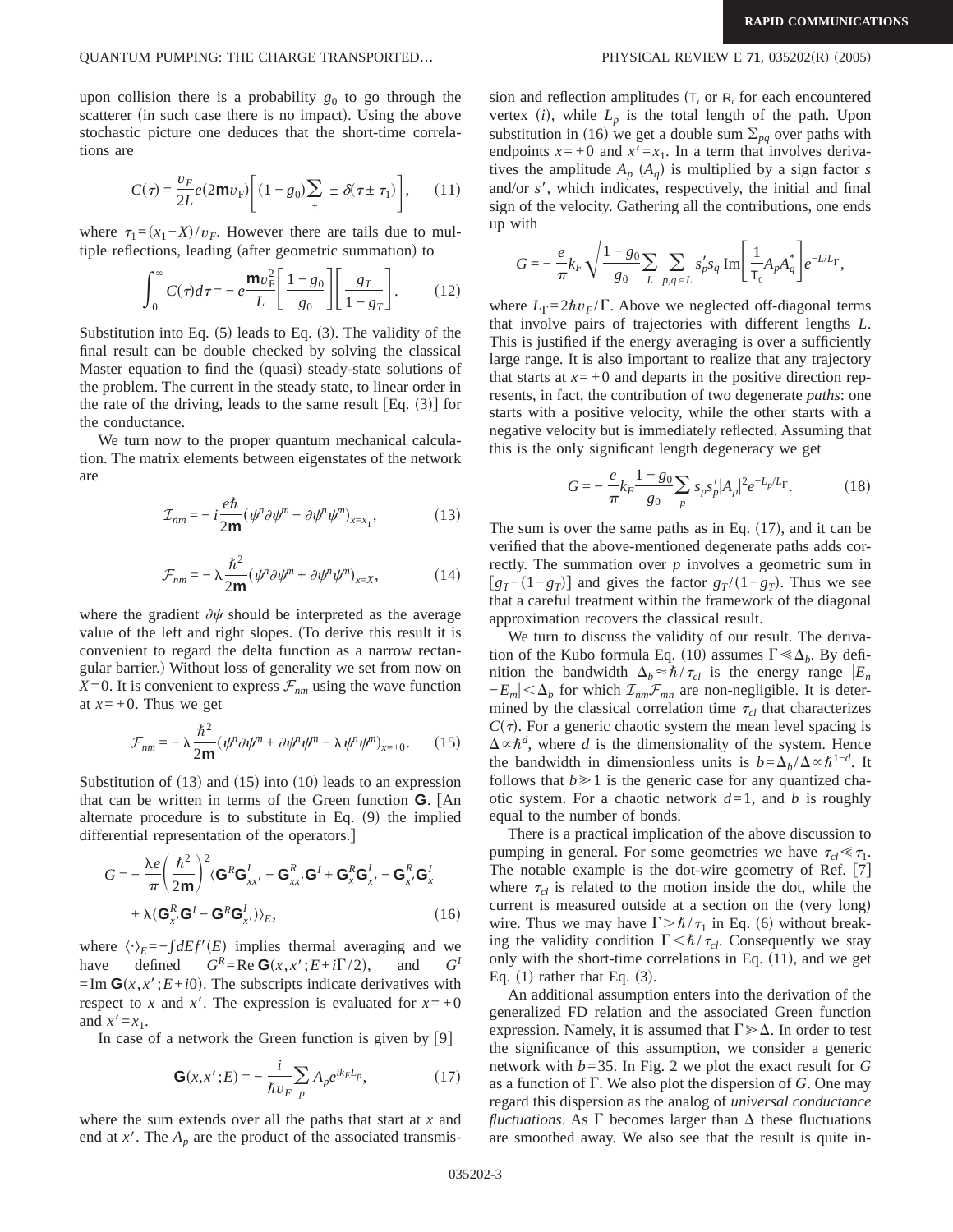upon collision there is a probability $g_0$ to go through the scatterer (in such case there is no impact). Using the above stochastic picture one deduces that the short-time correlations are

$$C(\tau) = \frac{v_F}{2L} e(2\mathbf{m}v_F)\left[(1-g_0)\sum_{\pm} \pm \delta(\tau \pm \tau_1)\right], \qquad (11)$$

where $\tau_1=(x_1-X)/v_F$. However there are tails due to multiple reflections, leading (after geometric summation) to

$$\int_0^\infty C(\tau)d\tau = -e\frac{\mathbf{m}v_F^2}{L}\left[\frac{1-g_0}{g_0}\right]\left[\frac{g_T}{1-g_T}\right]. \qquad (12)$$

Substitution into Eq. (5) leads to Eq. (3). The validity of the final result can be double checked by solving the classical Master equation to find the (quasi) steady-state solutions of the problem. The current in the steady state, to linear order in the rate of the driving, leads to the same result [Eq. (3)] for the conductance.

We turn now to the proper quantum mechanical calculation. The matrix elements between eigenstates of the network are

$$\mathcal{I}_{nm} = -i\frac{e\hbar}{2\mathbf{m}}(\psi^n\partial\psi^m - \partial\psi^n\psi^m)_{x=x_1}, \qquad (13)$$

$$\mathcal{F}_{nm} = -\lambda\frac{\hbar^2}{2\mathbf{m}}(\psi^n\partial\psi^m + \partial\psi^n\psi^m)_{x=X}, \qquad (14)$$

where the gradient $\partial\psi$ should be interpreted as the average value of the left and right slopes. (To derive this result it is convenient to regard the delta function as a narrow rectangular barrier.) Without loss of generality we set from now on $X=0$. It is convenient to express $\mathcal{F}_{nm}$ using the wave function at $x=+0$. Thus we get

$$\mathcal{F}_{nm} = -\lambda\frac{\hbar^2}{2\mathbf{m}}(\psi^n\partial\psi^m + \partial\psi^n\psi^m - \lambda\psi^n\psi^m)_{x=+0}. \qquad (15)$$

Substitution of (13) and (15) into (10) leads to an expression that can be written in terms of the Green function $\mathbf{G}$. [An alternate procedure is to substitute in Eq. (9) the implied differential representation of the operators.]

$$G = -\frac{\lambda e}{\pi}\left(\frac{\hbar^2}{2\mathbf{m}}\right)^2\langle \mathbf{G}^R\mathbf{G}^I_{xx'} - \mathbf{G}^R_{xx'}\mathbf{G}^I + \mathbf{G}^R_x\mathbf{G}^I_{x'} - \mathbf{G}^R_{x'}\mathbf{G}^I_x + \lambda(\mathbf{G}^R_{x'}\mathbf{G}^I - \mathbf{G}^R\mathbf{G}^I_{x'})\rangle_E, \qquad (16)$$

where $\langle\cdot\rangle_E = -\int dE f'(E)$ implies thermal averaging and we have defined $G^R = \mathrm{Re}\,\mathbf{G}(x,x';E+i\Gamma/2)$, and $G^I = \mathrm{Im}\,\mathbf{G}(x,x';E+i0)$. The subscripts indicate derivatives with respect to $x$ and $x'$. The expression is evaluated for $x=+0$ and $x'=x_1$.

In case of a network the Green function is given by [9]

$$\mathbf{G}(x,x';E) = -\frac{i}{\hbar v_F}\sum_p A_p e^{ik_E L_p}, \qquad (17)$$

where the sum extends over all the paths that start at $x$ and end at $x'$. The $A_p$ are the product of the associated transmission and reflection amplitudes ($\mathsf{T}_i$ or $\mathsf{R}_i$ for each encountered vertex $(i)$, while $L_p$ is the total length of the path. Upon substitution in (16) we get a double sum $\Sigma_{pq}$ over paths with endpoints $x=+0$ and $x'=x_1$. In a term that involves derivatives the amplitude $A_p$ $(A_q)$ is multiplied by a sign factor $s$ and/or $s'$, which indicates, respectively, the initial and final sign of the velocity. Gathering all the contributions, one ends up with

$$G = -\frac{e}{\pi}k_F\sqrt{\frac{1-g_0}{g_0}}\sum_L\sum_{p,q\in L} s'_p s_q\, \mathrm{Im}\left[\frac{1}{\mathsf{T}_0}A_pA_q^*\right]e^{-L/L_\Gamma},$$

where $L_\Gamma = 2\hbar v_F/\Gamma$. Above we neglected off-diagonal terms that involve pairs of trajectories with different lengths $L$. This is justified if the energy averaging is over a sufficiently large range. It is also important to realize that any trajectory that starts at $x=+0$ and departs in the positive direction represents, in fact, the contribution of two degenerate *paths*: one starts with a positive velocity, while the other starts with a negative velocity but is immediately reflected. Assuming that this is the only significant length degeneracy we get

$$G = -\frac{e}{\pi}k_F\frac{1-g_0}{g_0}\sum_p s_ps'_p|A_p|^2e^{-L_p/L_\Gamma}. \qquad (18)$$

The sum is over the same paths as in Eq. (17), and it can be verified that the above-mentioned degenerate paths adds correctly. The summation over $p$ involves a geometric sum in $[g_T-(1-g_T)]$ and gives the factor $g_T/(1-g_T)$. Thus we see that a careful treatment within the framework of the diagonal approximation recovers the classical result.

We turn to discuss the validity of our result. The derivation of the Kubo formula Eq. (10) assumes $\Gamma \ll \Delta_b$. By definition the bandwidth $\Delta_b \approx \hbar/\tau_{cl}$ is the energy range $|E_n - E_m| < \Delta_b$ for which $\mathcal{I}_{nm}\mathcal{F}_{mn}$ are non-negligible. It is determined by the classical correlation time $\tau_{cl}$ that characterizes $C(\tau)$. For a generic chaotic system the mean level spacing is $\Delta \propto \hbar^d$, where $d$ is the dimensionality of the system. Hence the bandwidth in dimensionless units is $b=\Delta_b/\Delta \propto \hbar^{1-d}$. It follows that $b \gg 1$ is the generic case for any quantized chaotic system. For a chaotic network $d=1$, and $b$ is roughly equal to the number of bonds.

There is a practical implication of the above discussion to pumping in general. For some geometries we have $\tau_{cl} \ll \tau_1$. The notable example is the dot-wire geometry of Ref. [7] where $\tau_{cl}$ is related to the motion inside the dot, while the current is measured outside at a section on the (very long) wire. Thus we may have $\Gamma > \hbar/\tau_1$ in Eq. (6) without breaking the validity condition $\Gamma < \hbar/\tau_{cl}$. Consequently we stay only with the short-time correlations in Eq. (11), and we get Eq. (1) rather that Eq. (3).

An additional assumption enters into the derivation of the generalized FD relation and the associated Green function expression. Namely, it is assumed that $\Gamma \gg \Delta$. In order to test the significance of this assumption, we consider a generic network with $b=35$. In Fig. 2 we plot the exact result for $G$ as a function of $\Gamma$. We also plot the dispersion of $G$. One may regard this dispersion as the analog of *universal conductance fluctuations*. As $\Gamma$ becomes larger than $\Delta$ these fluctuations are smoothed away. We also see that the result is quite in-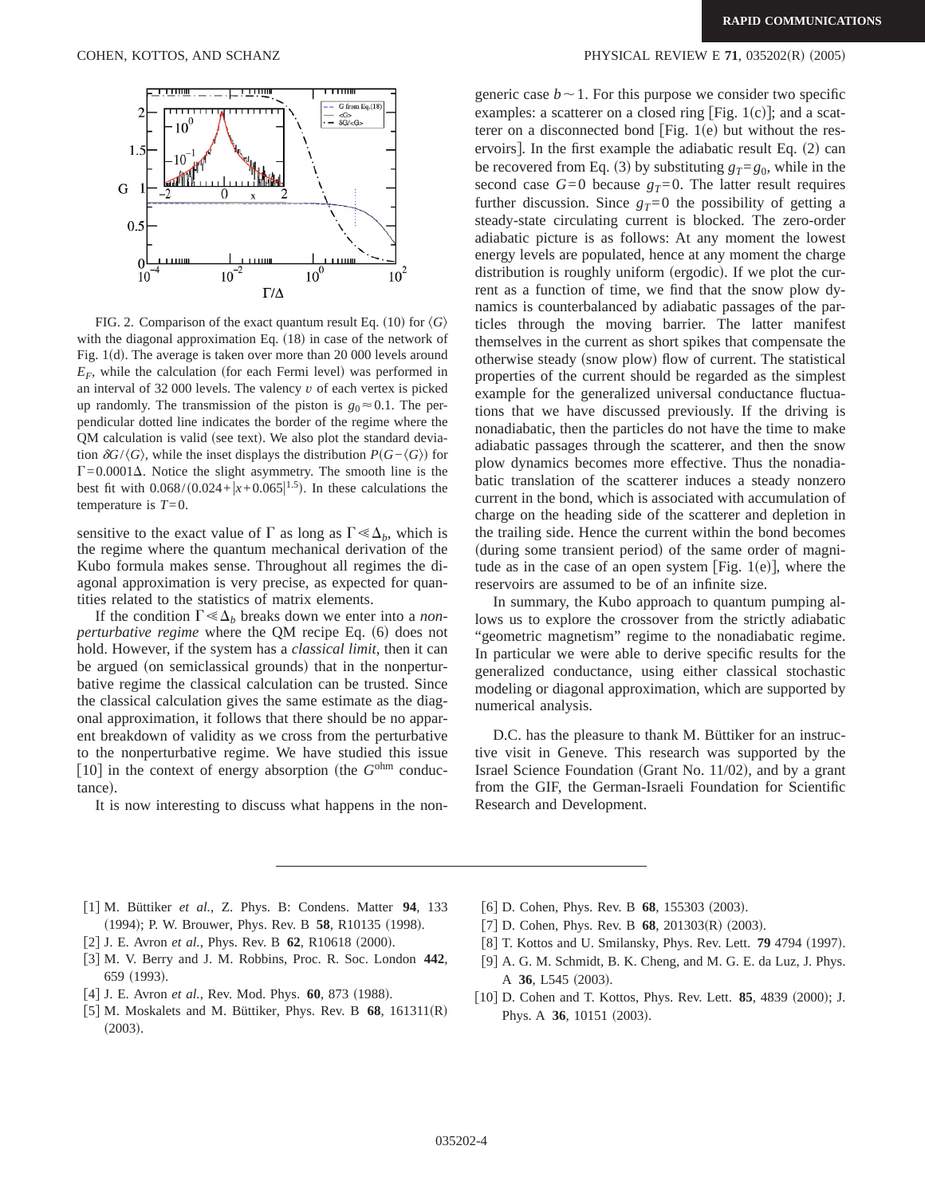G from Eq.(18)
<G>
δG/<G>

G

Γ/Δ

$10^{-4}$ $10^{-2}$ $10^{0}$ $10^{2}$

0 0.5 1 1.5 2

$10^{0}$ $10^{-1}$

-2 0 x 2

FIG. 2. Comparison of the exact quantum result Eq. (10) for $\langle G \rangle$ with the diagonal approximation Eq. (18) in case of the network of Fig. 1(d). The average is taken over more than 20 000 levels around $E_F$, while the calculation (for each Fermi level) was performed in an interval of 32 000 levels. The valency $v$ of each vertex is picked up randomly. The transmission of the piston is $g_0 \approx 0.1$. The perpendicular dotted line indicates the border of the regime where the QM calculation is valid (see text). We also plot the standard deviation $\delta G / \langle G \rangle$, while the inset displays the distribution $P(G - \langle G \rangle)$ for $\Gamma = 0.0001\Delta$. Notice the slight asymmetry. The smooth line is the best fit with $0.068/(0.024 + |x + 0.065|^{1.5})$. In these calculations the temperature is $T=0$.

sensitive to the exact value of $\Gamma$ as long as $\Gamma \ll \Delta_b$, which is the regime where the quantum mechanical derivation of the Kubo formula makes sense. Throughout all regimes the diagonal approximation is very precise, as expected for quantities related to the statistics of matrix elements.

If the condition $\Gamma \ll \Delta_b$ breaks down we enter into a *nonperturbative regime* where the QM recipe Eq. (6) does not hold. However, if the system has a *classical limit*, then it can be argued (on semiclassical grounds) that in the nonperturbative regime the classical calculation can be trusted. Since the classical calculation gives the same estimate as the diagonal approximation, it follows that there should be no apparent breakdown of validity as we cross from the perturbative to the nonperturbative regime. We have studied this issue [10] in the context of energy absorption (the $G^{\text{ohm}}$ conductance).

It is now interesting to discuss what happens in the nongeneric case $b \sim 1$. For this purpose we consider two specific examples: a scatterer on a closed ring [Fig. 1(c)]; and a scatterer on a disconnected bond [Fig. 1(e) but without the reservoirs]. In the first example the adiabatic result Eq. (2) can be recovered from Eq. (3) by substituting $g_T = g_0$, while in the second case $G=0$ because $g_T=0$. The latter result requires further discussion. Since $g_T=0$ the possibility of getting a steady-state circulating current is blocked. The zero-order adiabatic picture is as follows: At any moment the lowest energy levels are populated, hence at any moment the charge distribution is roughly uniform (ergodic). If we plot the current as a function of time, we find that the snow plow dynamics is counterbalanced by adiabatic passages of the particles through the moving barrier. The latter manifest themselves in the current as short spikes that compensate the otherwise steady (snow plow) flow of current. The statistical properties of the current should be regarded as the simplest example for the generalized universal conductance fluctuations that we have discussed previously. If the driving is nonadiabatic, then the particles do not have the time to make adiabatic passages through the scatterer, and then the snow plow dynamics becomes more effective. Thus the nonadiabatic translation of the scatterer induces a steady nonzero current in the bond, which is associated with accumulation of charge on the heading side of the scatterer and depletion in the trailing side. Hence the current within the bond becomes (during some transient period) of the same order of magnitude as in the case of an open system [Fig. 1(e)], where the reservoirs are assumed to be of an infinite size.

In summary, the Kubo approach to quantum pumping allows us to explore the crossover from the strictly adiabatic "geometric magnetism" regime to the nonadiabatic regime. In particular we were able to derive specific results for the generalized conductance, using either classical stochastic modeling or diagonal approximation, which are supported by numerical analysis.

D.C. has the pleasure to thank M. Büttiker for an instructive visit in Geneve. This research was supported by the Israel Science Foundation (Grant No. 11/02), and by a grant from the GIF, the German-Israeli Foundation for Scientific Research and Development.

---

[1] M. Büttiker *et al.*, Z. Phys. B: Condens. Matter **94**, 133 (1994); P. W. Brouwer, Phys. Rev. B **58**, R10135 (1998).
[2] J. E. Avron *et al.*, Phys. Rev. B **62**, R10618 (2000).
[3] M. V. Berry and J. M. Robbins, Proc. R. Soc. London **442**, 659 (1993).
[4] J. E. Avron *et al.*, Rev. Mod. Phys. **60**, 873 (1988).
[5] M. Moskalets and M. Büttiker, Phys. Rev. B **68**, 161311(R) (2003).
[6] D. Cohen, Phys. Rev. B **68**, 155303 (2003).
[7] D. Cohen, Phys. Rev. B **68**, 201303(R) (2003).
[8] T. Kottos and U. Smilansky, Phys. Rev. Lett. **79** 4794 (1997).
[9] A. G. M. Schmidt, B. K. Cheng, and M. G. E. da Luz, J. Phys. A **36**, L545 (2003).
[10] D. Cohen and T. Kottos, Phys. Rev. Lett. **85**, 4839 (2000); J. Phys. A **36**, 10151 (2003).